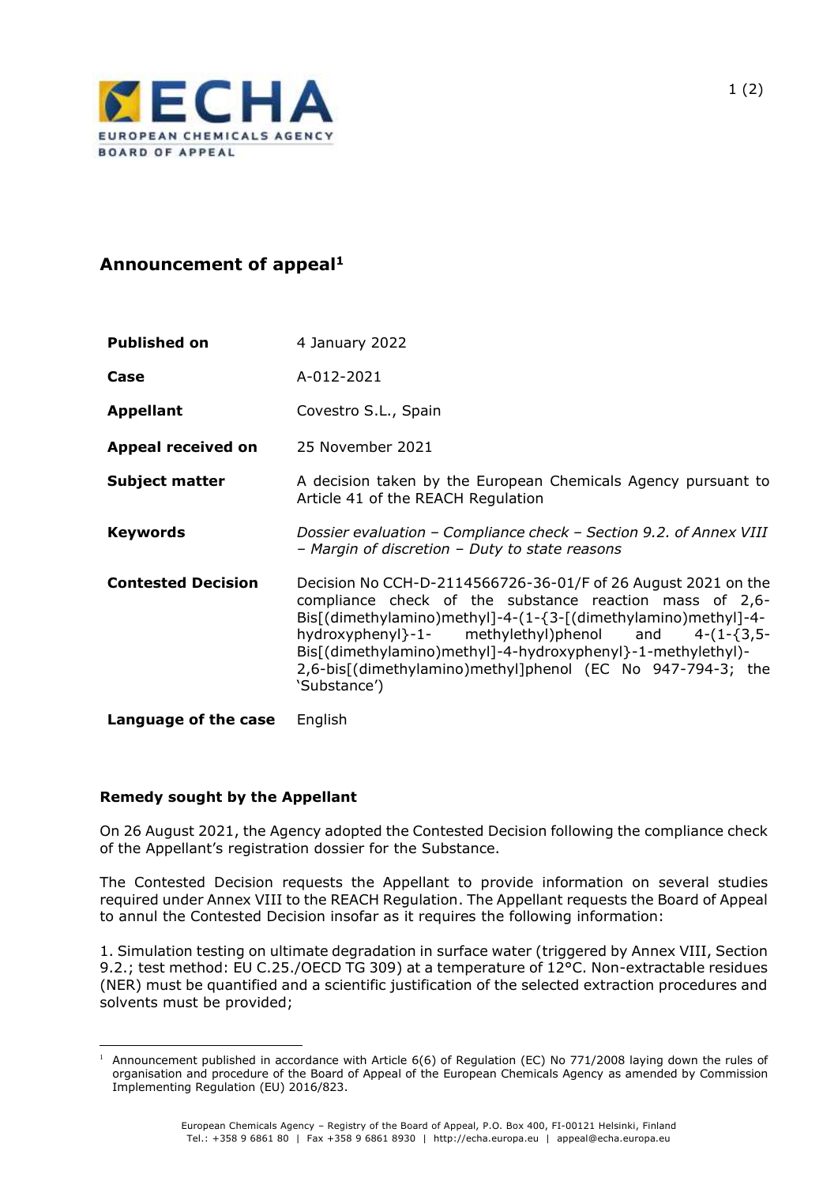## Announcement of appeal[1]

| | |
|---|---|
| **Published on** | 4 January 2022 |
| **Case** | A-012-2021 |
| **Appellant** | Covestro S.L., Spain |
| **Appeal received on** | 25 November 2021 |
| **Subject matter** | A decision taken by the European Chemicals Agency pursuant to Article 41 of the REACH Regulation |
| **Keywords** | *Dossier evaluation – Compliance check – Section 9.2. of Annex VIII – Margin of discretion – Duty to state reasons* |
| **Contested Decision** | Decision No CCH-D-2114566726-36-01/F of 26 August 2021 on the compliance check of the substance reaction mass of 2,6-Bis[(dimethylamino)methyl]-4-(1-{3-[(dimethylamino)methyl]-4-hydroxyphenyl}-1- methylethyl)phenol and 4-(1-{3,5-Bis[(dimethylamino)methyl]-4-hydroxyphenyl}-1-methylethyl)-2,6-bis[(dimethylamino)methyl]phenol (EC No 947-794-3; the 'Substance') |
| **Language of the case** | English |

### Remedy sought by the Appellant

On 26 August 2021, the Agency adopted the Contested Decision following the compliance check of the Appellant's registration dossier for the Substance.

The Contested Decision requests the Appellant to provide information on several studies required under Annex VIII to the REACH Regulation. The Appellant requests the Board of Appeal to annul the Contested Decision insofar as it requires the following information:

1. Simulation testing on ultimate degradation in surface water (triggered by Annex VIII, Section 9.2.; test method: EU C.25./OECD TG 309) at a temperature of 12°C. Non-extractable residues (NER) must be quantified and a scientific justification of the selected extraction procedures and solvents must be provided;

[1] Announcement published in accordance with Article 6(6) of Regulation (EC) No 771/2008 laying down the rules of organisation and procedure of the Board of Appeal of the European Chemicals Agency as amended by Commission Implementing Regulation (EU) 2016/823.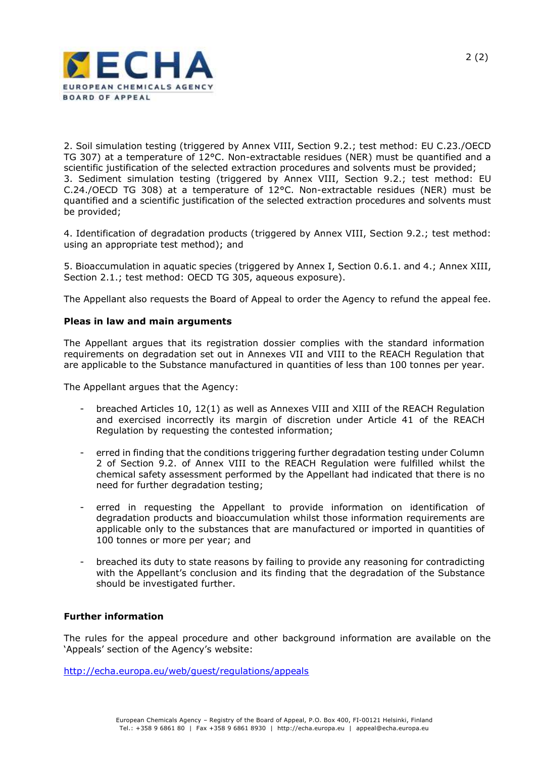2. Soil simulation testing (triggered by Annex VIII, Section 9.2.; test method: EU C.23./OECD TG 307) at a temperature of 12°C. Non-extractable residues (NER) must be quantified and a scientific justification of the selected extraction procedures and solvents must be provided;
3. Sediment simulation testing (triggered by Annex VIII, Section 9.2.; test method: EU C.24./OECD TG 308) at a temperature of 12°C. Non-extractable residues (NER) must be quantified and a scientific justification of the selected extraction procedures and solvents must be provided;

4. Identification of degradation products (triggered by Annex VIII, Section 9.2.; test method: using an appropriate test method); and

5. Bioaccumulation in aquatic species (triggered by Annex I, Section 0.6.1. and 4.; Annex XIII, Section 2.1.; test method: OECD TG 305, aqueous exposure).

The Appellant also requests the Board of Appeal to order the Agency to refund the appeal fee.

**Pleas in law and main arguments**

The Appellant argues that its registration dossier complies with the standard information requirements on degradation set out in Annexes VII and VIII to the REACH Regulation that are applicable to the Substance manufactured in quantities of less than 100 tonnes per year.

The Appellant argues that the Agency:

- breached Articles 10, 12(1) as well as Annexes VIII and XIII of the REACH Regulation and exercised incorrectly its margin of discretion under Article 41 of the REACH Regulation by requesting the contested information;

- erred in finding that the conditions triggering further degradation testing under Column 2 of Section 9.2. of Annex VIII to the REACH Regulation were fulfilled whilst the chemical safety assessment performed by the Appellant had indicated that there is no need for further degradation testing;

- erred in requesting the Appellant to provide information on identification of degradation products and bioaccumulation whilst those information requirements are applicable only to the substances that are manufactured or imported in quantities of 100 tonnes or more per year; and

- breached its duty to state reasons by failing to provide any reasoning for contradicting with the Appellant's conclusion and its finding that the degradation of the Substance should be investigated further.

**Further information**

The rules for the appeal procedure and other background information are available on the 'Appeals' section of the Agency's website:

http://echa.europa.eu/web/guest/regulations/appeals